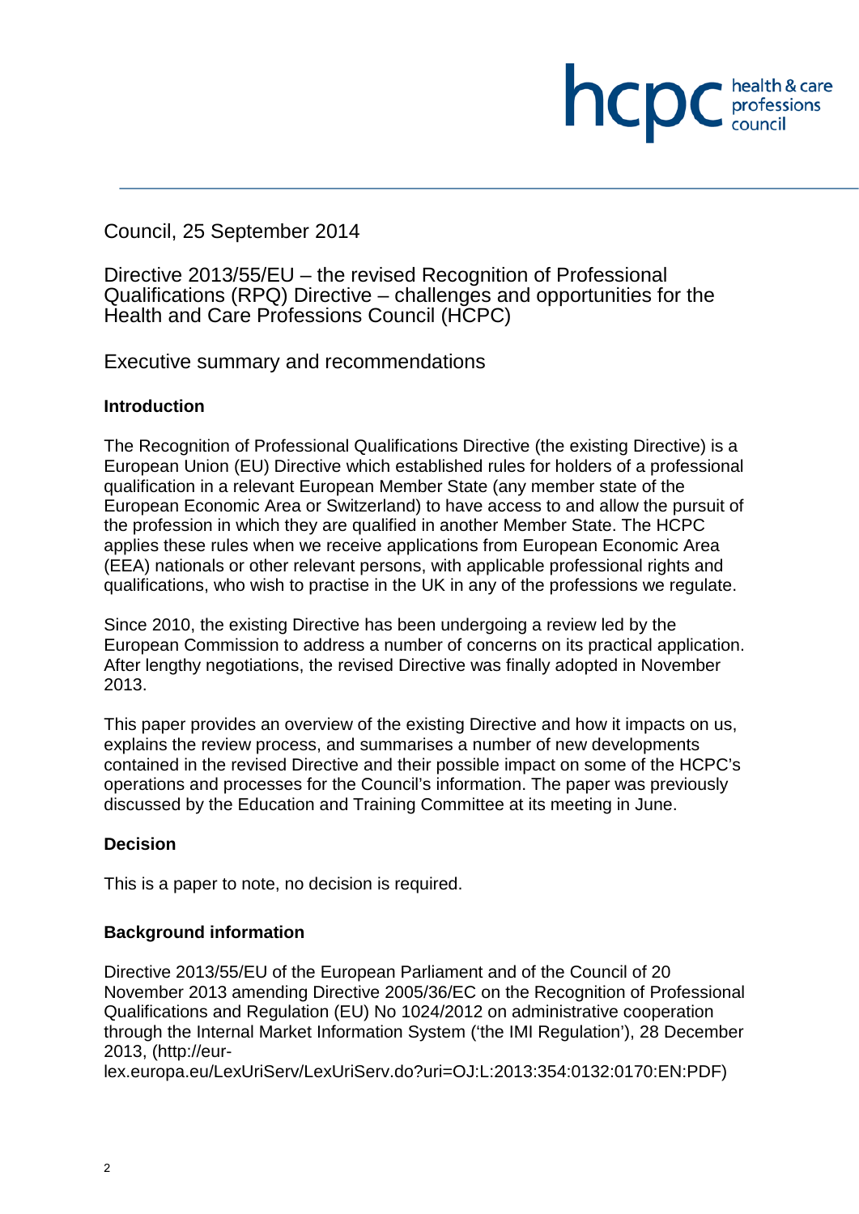Council, 25 September 2014

# Directive 2013/55/EU – the revised Recognition of Professional Qualifications (RPQ) Directive – challenges and opportunities for the Health and Care Professions Council (HCPC)

## Executive summary and recommendations

**Introduction**

The Recognition of Professional Qualifications Directive (the existing Directive) is a European Union (EU) Directive which established rules for holders of a professional qualification in a relevant European Member State (any member state of the European Economic Area or Switzerland) to have access to and allow the pursuit of the profession in which they are qualified in another Member State. The HCPC applies these rules when we receive applications from European Economic Area (EEA) nationals or other relevant persons, with applicable professional rights and qualifications, who wish to practise in the UK in any of the professions we regulate.

Since 2010, the existing Directive has been undergoing a review led by the European Commission to address a number of concerns on its practical application. After lengthy negotiations, the revised Directive was finally adopted in November 2013.

This paper provides an overview of the existing Directive and how it impacts on us, explains the review process, and summarises a number of new developments contained in the revised Directive and their possible impact on some of the HCPC's operations and processes for the Council's information. The paper was previously discussed by the Education and Training Committee at its meeting in June.

**Decision**

This is a paper to note, no decision is required.

**Background information**

Directive 2013/55/EU of the European Parliament and of the Council of 20 November 2013 amending Directive 2005/36/EC on the Recognition of Professional Qualifications and Regulation (EU) No 1024/2012 on administrative cooperation through the Internal Market Information System ('the IMI Regulation'), 28 December 2013, (http://eur-lex.europa.eu/LexUriServ/LexUriServ.do?uri=OJ:L:2013:354:0132:0170:EN:PDF)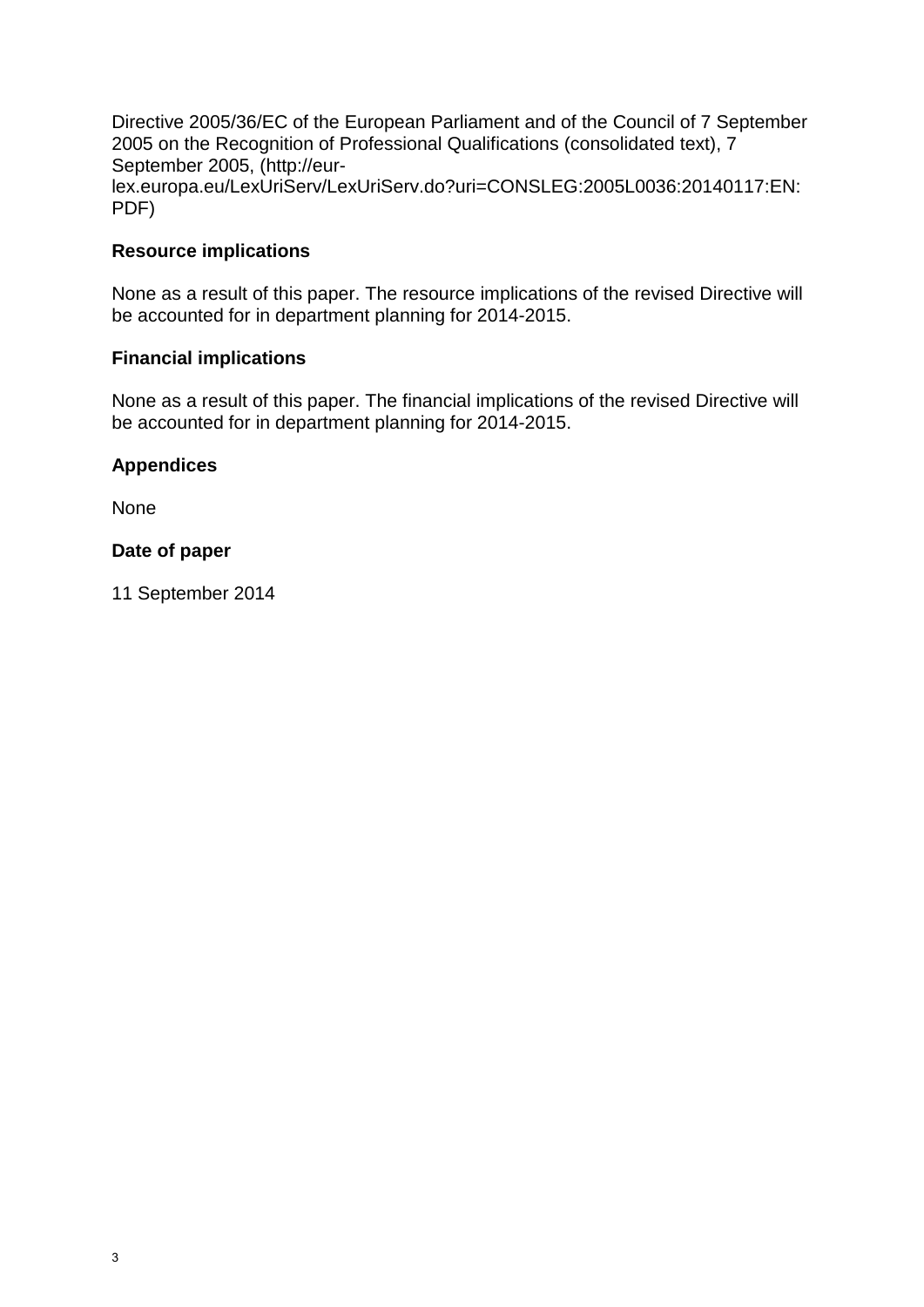Directive 2005/36/EC of the European Parliament and of the Council of 7 September 2005 on the Recognition of Professional Qualifications (consolidated text), 7 September 2005, (http://eur-lex.europa.eu/LexUriServ/LexUriServ.do?uri=CONSLEG:2005L0036:20140117:EN:PDF)

**Resource implications**

None as a result of this paper. The resource implications of the revised Directive will be accounted for in department planning for 2014-2015.

**Financial implications**

None as a result of this paper. The financial implications of the revised Directive will be accounted for in department planning for 2014-2015.

**Appendices**

None

**Date of paper**

11 September 2014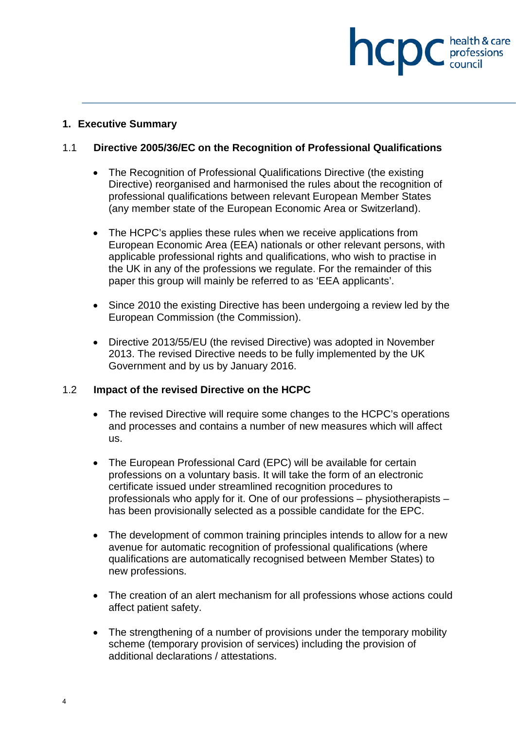## 1. Executive Summary

### 1.1 Directive 2005/36/EC on the Recognition of Professional Qualifications

- The Recognition of Professional Qualifications Directive (the existing Directive) reorganised and harmonised the rules about the recognition of professional qualifications between relevant European Member States (any member state of the European Economic Area or Switzerland).

- The HCPC's applies these rules when we receive applications from European Economic Area (EEA) nationals or other relevant persons, with applicable professional rights and qualifications, who wish to practise in the UK in any of the professions we regulate. For the remainder of this paper this group will mainly be referred to as 'EEA applicants'.

- Since 2010 the existing Directive has been undergoing a review led by the European Commission (the Commission).

- Directive 2013/55/EU (the revised Directive) was adopted in November 2013. The revised Directive needs to be fully implemented by the UK Government and by us by January 2016.

### 1.2 Impact of the revised Directive on the HCPC

- The revised Directive will require some changes to the HCPC's operations and processes and contains a number of new measures which will affect us.

- The European Professional Card (EPC) will be available for certain professions on a voluntary basis. It will take the form of an electronic certificate issued under streamlined recognition procedures to professionals who apply for it. One of our professions – physiotherapists – has been provisionally selected as a possible candidate for the EPC.

- The development of common training principles intends to allow for a new avenue for automatic recognition of professional qualifications (where qualifications are automatically recognised between Member States) to new professions.

- The creation of an alert mechanism for all professions whose actions could affect patient safety.

- The strengthening of a number of provisions under the temporary mobility scheme (temporary provision of services) including the provision of additional declarations / attestations.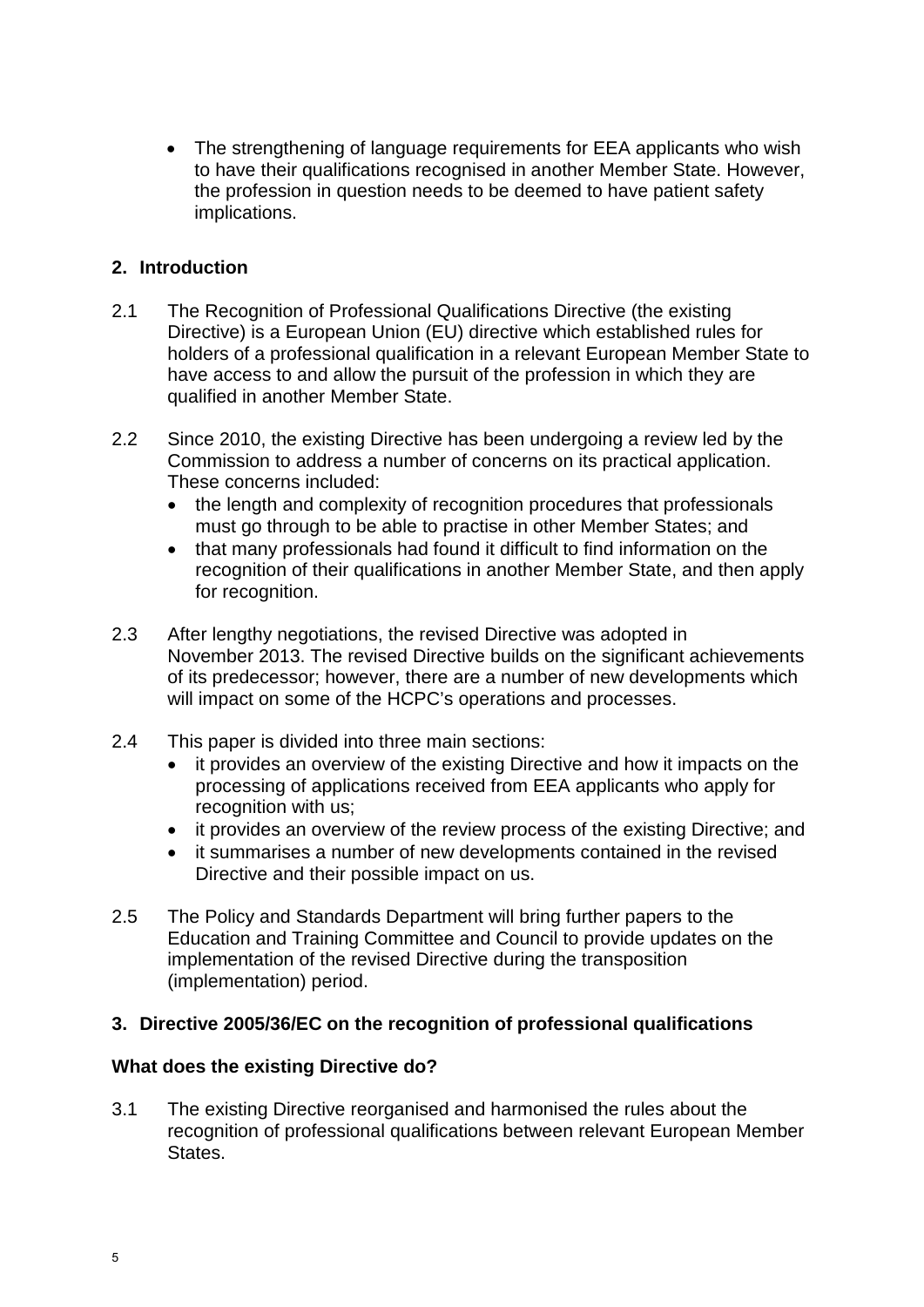- The strengthening of language requirements for EEA applicants who wish to have their qualifications recognised in another Member State. However, the profession in question needs to be deemed to have patient safety implications.

## 2. Introduction

2.1 The Recognition of Professional Qualifications Directive (the existing Directive) is a European Union (EU) directive which established rules for holders of a professional qualification in a relevant European Member State to have access to and allow the pursuit of the profession in which they are qualified in another Member State.

2.2 Since 2010, the existing Directive has been undergoing a review led by the Commission to address a number of concerns on its practical application. These concerns included:
- the length and complexity of recognition procedures that professionals must go through to be able to practise in other Member States; and
- that many professionals had found it difficult to find information on the recognition of their qualifications in another Member State, and then apply for recognition.

2.3 After lengthy negotiations, the revised Directive was adopted in November 2013. The revised Directive builds on the significant achievements of its predecessor; however, there are a number of new developments which will impact on some of the HCPC's operations and processes.

2.4 This paper is divided into three main sections:
- it provides an overview of the existing Directive and how it impacts on the processing of applications received from EEA applicants who apply for recognition with us;
- it provides an overview of the review process of the existing Directive; and
- it summarises a number of new developments contained in the revised Directive and their possible impact on us.

2.5 The Policy and Standards Department will bring further papers to the Education and Training Committee and Council to provide updates on the implementation of the revised Directive during the transposition (implementation) period.

## 3. Directive 2005/36/EC on the recognition of professional qualifications

### What does the existing Directive do?

3.1 The existing Directive reorganised and harmonised the rules about the recognition of professional qualifications between relevant European Member States.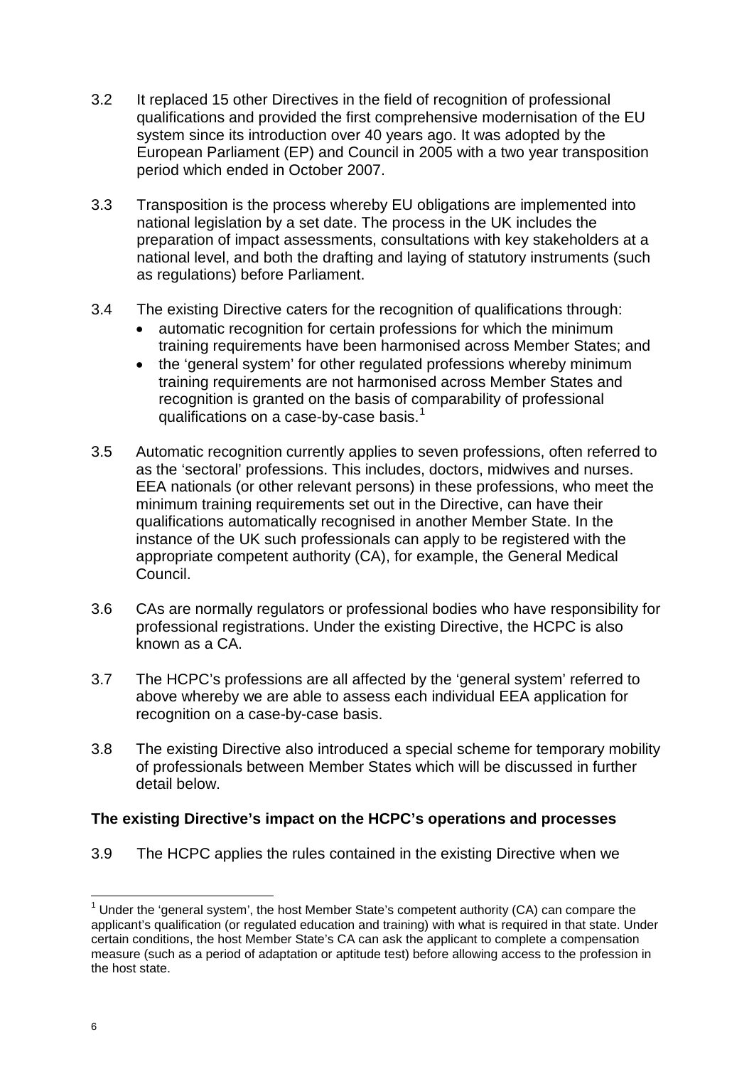3.2 It replaced 15 other Directives in the field of recognition of professional qualifications and provided the first comprehensive modernisation of the EU system since its introduction over 40 years ago. It was adopted by the European Parliament (EP) and Council in 2005 with a two year transposition period which ended in October 2007.

3.3 Transposition is the process whereby EU obligations are implemented into national legislation by a set date. The process in the UK includes the preparation of impact assessments, consultations with key stakeholders at a national level, and both the drafting and laying of statutory instruments (such as regulations) before Parliament.

3.4 The existing Directive caters for the recognition of qualifications through:

- automatic recognition for certain professions for which the minimum training requirements have been harmonised across Member States; and
- the 'general system' for other regulated professions whereby minimum training requirements are not harmonised across Member States and recognition is granted on the basis of comparability of professional qualifications on a case-by-case basis.[1]

3.5 Automatic recognition currently applies to seven professions, often referred to as the 'sectoral' professions. This includes, doctors, midwives and nurses. EEA nationals (or other relevant persons) in these professions, who meet the minimum training requirements set out in the Directive, can have their qualifications automatically recognised in another Member State. In the instance of the UK such professionals can apply to be registered with the appropriate competent authority (CA), for example, the General Medical Council.

3.6 CAs are normally regulators or professional bodies who have responsibility for professional registrations. Under the existing Directive, the HCPC is also known as a CA.

3.7 The HCPC's professions are all affected by the 'general system' referred to above whereby we are able to assess each individual EEA application for recognition on a case-by-case basis.

3.8 The existing Directive also introduced a special scheme for temporary mobility of professionals between Member States which will be discussed in further detail below.

**The existing Directive's impact on the HCPC's operations and processes**

3.9 The HCPC applies the rules contained in the existing Directive when we

[1] Under the 'general system', the host Member State's competent authority (CA) can compare the applicant's qualification (or regulated education and training) with what is required in that state. Under certain conditions, the host Member State's CA can ask the applicant to complete a compensation measure (such as a period of adaptation or aptitude test) before allowing access to the profession in the host state.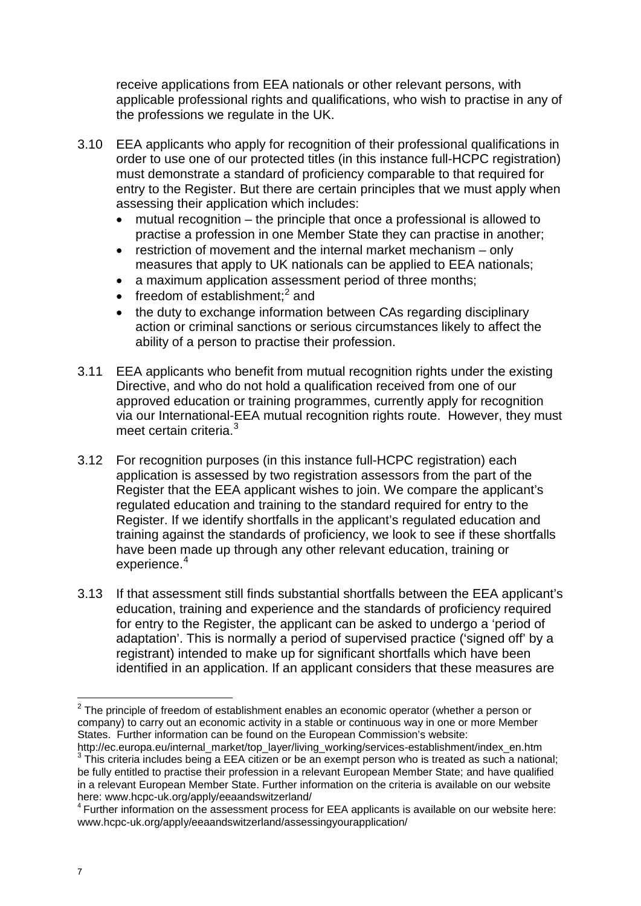receive applications from EEA nationals or other relevant persons, with applicable professional rights and qualifications, who wish to practise in any of the professions we regulate in the UK.

3.10 EEA applicants who apply for recognition of their professional qualifications in order to use one of our protected titles (in this instance full-HCPC registration) must demonstrate a standard of proficiency comparable to that required for entry to the Register. But there are certain principles that we must apply when assessing their application which includes:

- mutual recognition – the principle that once a professional is allowed to practise a profession in one Member State they can practise in another;
- restriction of movement and the internal market mechanism – only measures that apply to UK nationals can be applied to EEA nationals;
- a maximum application assessment period of three months;
- freedom of establishment;[2] and
- the duty to exchange information between CAs regarding disciplinary action or criminal sanctions or serious circumstances likely to affect the ability of a person to practise their profession.

3.11 EEA applicants who benefit from mutual recognition rights under the existing Directive, and who do not hold a qualification received from one of our approved education or training programmes, currently apply for recognition via our International-EEA mutual recognition rights route. However, they must meet certain criteria.[3]

3.12 For recognition purposes (in this instance full-HCPC registration) each application is assessed by two registration assessors from the part of the Register that the EEA applicant wishes to join. We compare the applicant's regulated education and training to the standard required for entry to the Register. If we identify shortfalls in the applicant's regulated education and training against the standards of proficiency, we look to see if these shortfalls have been made up through any other relevant education, training or experience.[4]

3.13 If that assessment still finds substantial shortfalls between the EEA applicant's education, training and experience and the standards of proficiency required for entry to the Register, the applicant can be asked to undergo a 'period of adaptation'. This is normally a period of supervised practice ('signed off' by a registrant) intended to make up for significant shortfalls which have been identified in an application. If an applicant considers that these measures are

---

[2] The principle of freedom of establishment enables an economic operator (whether a person or company) to carry out an economic activity in a stable or continuous way in one or more Member States. Further information can be found on the European Commission's website: http://ec.europa.eu/internal_market/top_layer/living_working/services-establishment/index_en.htm

[3] This criteria includes being a EEA citizen or be an exempt person who is treated as such a national; be fully entitled to practise their profession in a relevant European Member State; and have qualified in a relevant European Member State. Further information on the criteria is available on our website here: www.hcpc-uk.org/apply/eeaandswitzerland/

[4] Further information on the assessment process for EEA applicants is available on our website here: www.hcpc-uk.org/apply/eeaandswitzerland/assessingyourapplication/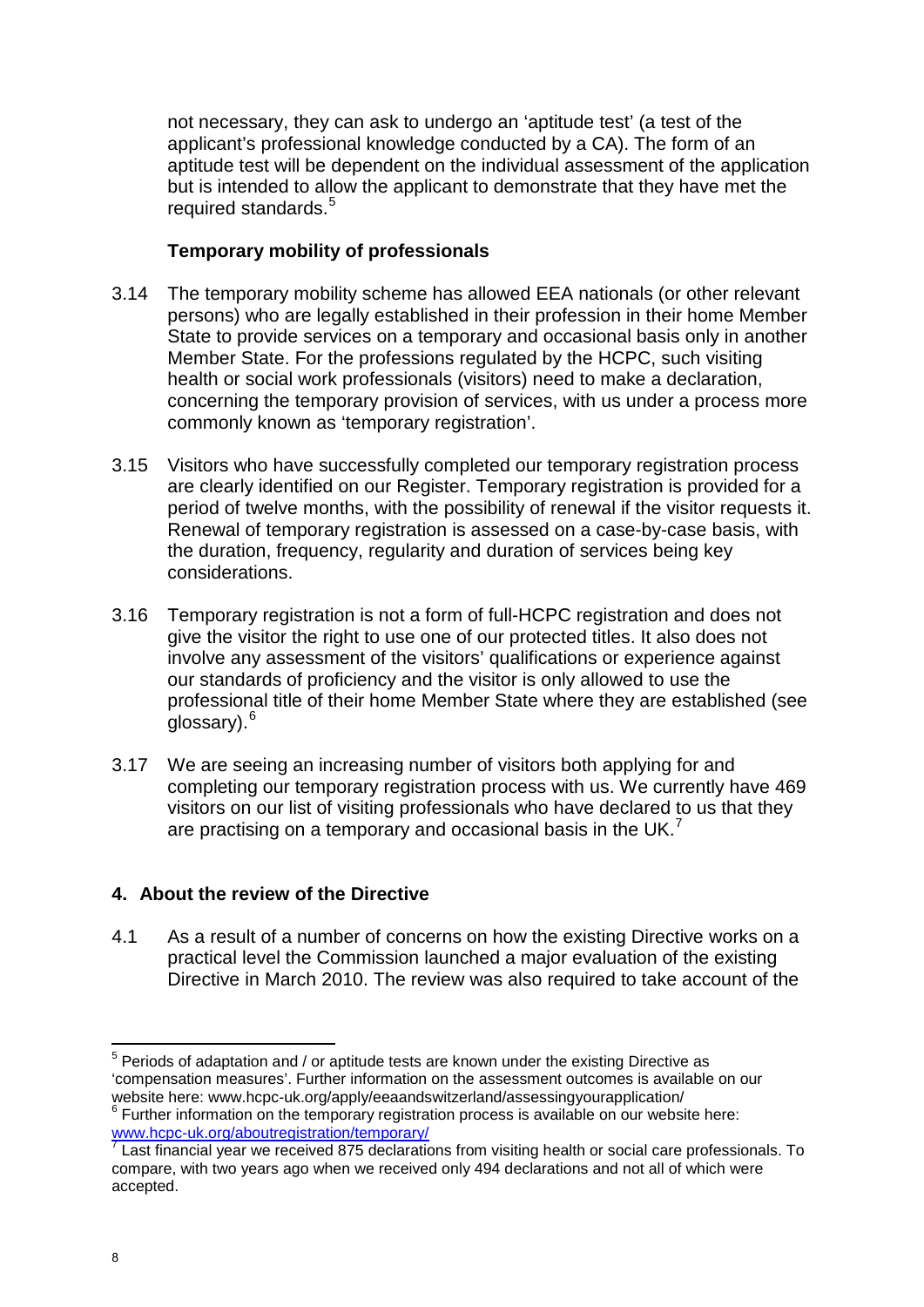not necessary, they can ask to undergo an 'aptitude test' (a test of the applicant's professional knowledge conducted by a CA). The form of an aptitude test will be dependent on the individual assessment of the application but is intended to allow the applicant to demonstrate that they have met the required standards.[5]

**Temporary mobility of professionals**

3.14 The temporary mobility scheme has allowed EEA nationals (or other relevant persons) who are legally established in their profession in their home Member State to provide services on a temporary and occasional basis only in another Member State. For the professions regulated by the HCPC, such visiting health or social work professionals (visitors) need to make a declaration, concerning the temporary provision of services, with us under a process more commonly known as 'temporary registration'.

3.15 Visitors who have successfully completed our temporary registration process are clearly identified on our Register. Temporary registration is provided for a period of twelve months, with the possibility of renewal if the visitor requests it. Renewal of temporary registration is assessed on a case-by-case basis, with the duration, frequency, regularity and duration of services being key considerations.

3.16 Temporary registration is not a form of full-HCPC registration and does not give the visitor the right to use one of our protected titles. It also does not involve any assessment of the visitors' qualifications or experience against our standards of proficiency and the visitor is only allowed to use the professional title of their home Member State where they are established (see glossary).[6]

3.17 We are seeing an increasing number of visitors both applying for and completing our temporary registration process with us. We currently have 469 visitors on our list of visiting professionals who have declared to us that they are practising on a temporary and occasional basis in the UK.[7]

## 4. About the review of the Directive

4.1 As a result of a number of concerns on how the existing Directive works on a practical level the Commission launched a major evaluation of the existing Directive in March 2010. The review was also required to take account of the

---

[5] Periods of adaptation and / or aptitude tests are known under the existing Directive as 'compensation measures'. Further information on the assessment outcomes is available on our website here: www.hcpc-uk.org/apply/eeaandswitzerland/assessingyourapplication/

[6] Further information on the temporary registration process is available on our website here: www.hcpc-uk.org/aboutregistration/temporary/

[7] Last financial year we received 875 declarations from visiting health or social care professionals. To compare, with two years ago when we received only 494 declarations and not all of which were accepted.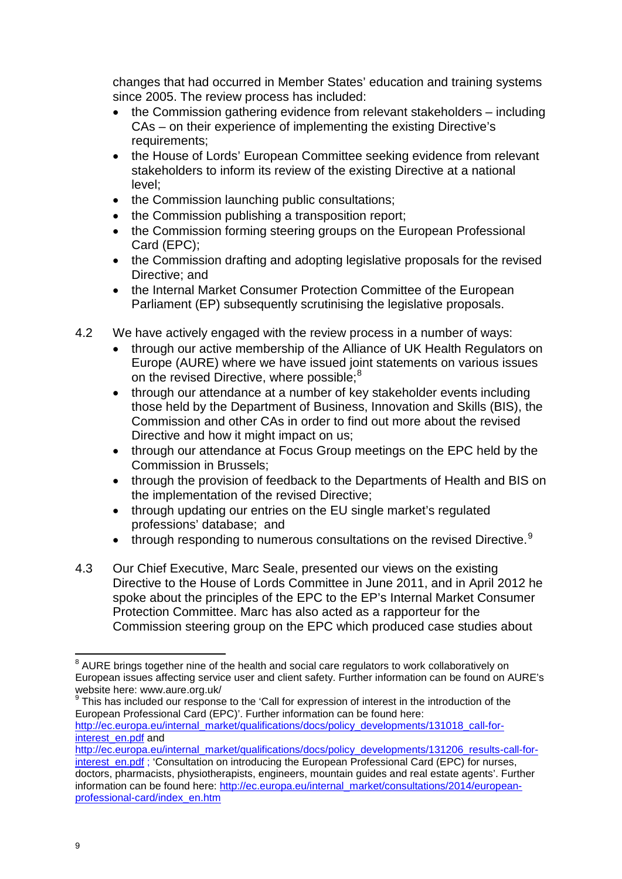changes that had occurred in Member States' education and training systems since 2005. The review process has included:

- the Commission gathering evidence from relevant stakeholders – including CAs – on their experience of implementing the existing Directive's requirements;
- the House of Lords' European Committee seeking evidence from relevant stakeholders to inform its review of the existing Directive at a national level;
- the Commission launching public consultations;
- the Commission publishing a transposition report;
- the Commission forming steering groups on the European Professional Card (EPC);
- the Commission drafting and adopting legislative proposals for the revised Directive; and
- the Internal Market Consumer Protection Committee of the European Parliament (EP) subsequently scrutinising the legislative proposals.

4.2 We have actively engaged with the review process in a number of ways:

- through our active membership of the Alliance of UK Health Regulators on Europe (AURE) where we have issued joint statements on various issues on the revised Directive, where possible;[8]
- through our attendance at a number of key stakeholder events including those held by the Department of Business, Innovation and Skills (BIS), the Commission and other CAs in order to find out more about the revised Directive and how it might impact on us;
- through our attendance at Focus Group meetings on the EPC held by the Commission in Brussels;
- through the provision of feedback to the Departments of Health and BIS on the implementation of the revised Directive;
- through updating our entries on the EU single market's regulated professions' database; and
- through responding to numerous consultations on the revised Directive.[9]

4.3 Our Chief Executive, Marc Seale, presented our views on the existing Directive to the House of Lords Committee in June 2011, and in April 2012 he spoke about the principles of the EPC to the EP's Internal Market Consumer Protection Committee. Marc has also acted as a rapporteur for the Commission steering group on the EPC which produced case studies about

---

[8] AURE brings together nine of the health and social care regulators to work collaboratively on European issues affecting service user and client safety. Further information can be found on AURE's website here: www.aure.org.uk/

[9] This has included our response to the 'Call for expression of interest in the introduction of the European Professional Card (EPC)'. Further information can be found here: http://ec.europa.eu/internal_market/qualifications/docs/policy_developments/131018_call-for-interest_en.pdf and http://ec.europa.eu/internal_market/qualifications/docs/policy_developments/131206_results-call-for-interest_en.pdf ; 'Consultation on introducing the European Professional Card (EPC) for nurses, doctors, pharmacists, physiotherapists, engineers, mountain guides and real estate agents'. Further information can be found here: http://ec.europa.eu/internal_market/consultations/2014/european-professional-card/index_en.htm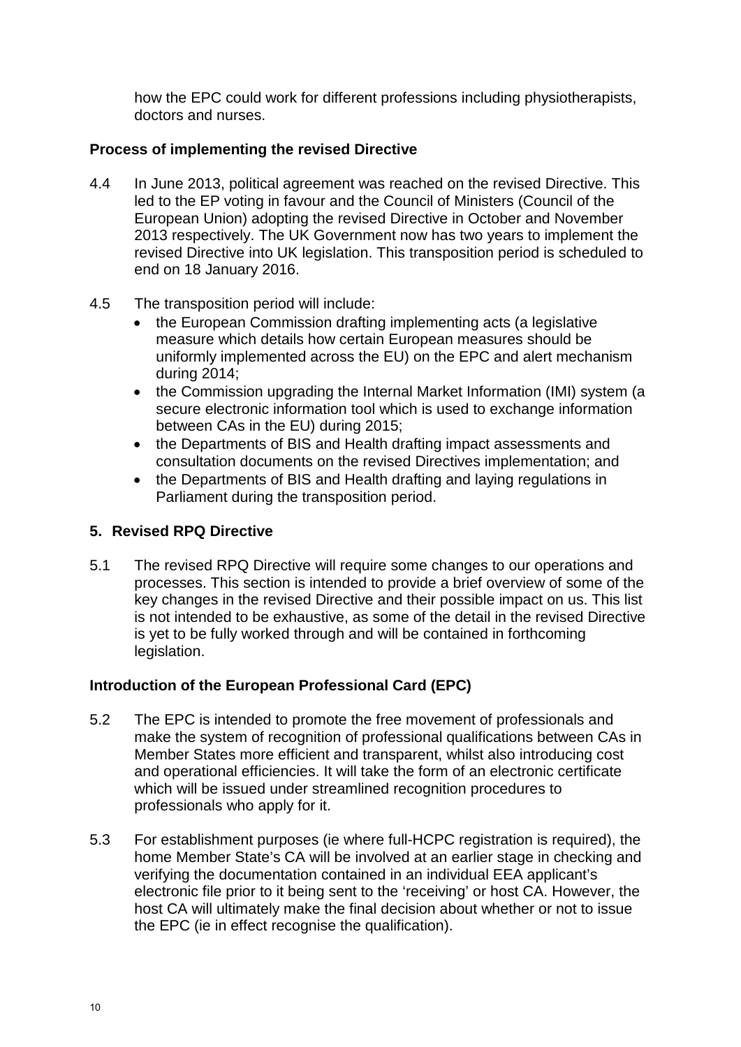how the EPC could work for different professions including physiotherapists, doctors and nurses.

### Process of implementing the revised Directive

4.4 In June 2013, political agreement was reached on the revised Directive. This led to the EP voting in favour and the Council of Ministers (Council of the European Union) adopting the revised Directive in October and November 2013 respectively. The UK Government now has two years to implement the revised Directive into UK legislation. This transposition period is scheduled to end on 18 January 2016.

4.5 The transposition period will include:

- the European Commission drafting implementing acts (a legislative measure which details how certain European measures should be uniformly implemented across the EU) on the EPC and alert mechanism during 2014;
- the Commission upgrading the Internal Market Information (IMI) system (a secure electronic information tool which is used to exchange information between CAs in the EU) during 2015;
- the Departments of BIS and Health drafting impact assessments and consultation documents on the revised Directives implementation; and
- the Departments of BIS and Health drafting and laying regulations in Parliament during the transposition period.

## 5. Revised RPQ Directive

5.1 The revised RPQ Directive will require some changes to our operations and processes. This section is intended to provide a brief overview of some of the key changes in the revised Directive and their possible impact on us. This list is not intended to be exhaustive, as some of the detail in the revised Directive is yet to be fully worked through and will be contained in forthcoming legislation.

### Introduction of the European Professional Card (EPC)

5.2 The EPC is intended to promote the free movement of professionals and make the system of recognition of professional qualifications between CAs in Member States more efficient and transparent, whilst also introducing cost and operational efficiencies. It will take the form of an electronic certificate which will be issued under streamlined recognition procedures to professionals who apply for it.

5.3 For establishment purposes (ie where full-HCPC registration is required), the home Member State's CA will be involved at an earlier stage in checking and verifying the documentation contained in an individual EEA applicant's electronic file prior to it being sent to the 'receiving' or host CA. However, the host CA will ultimately make the final decision about whether or not to issue the EPC (ie in effect recognise the qualification).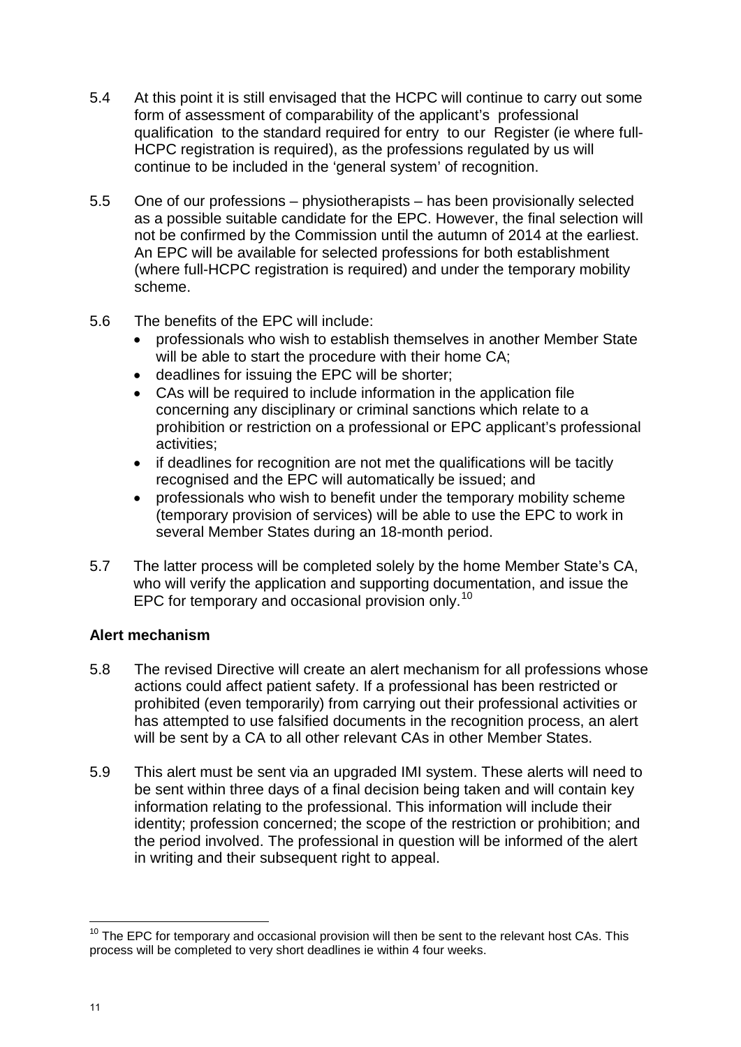5.4 At this point it is still envisaged that the HCPC will continue to carry out some form of assessment of comparability of the applicant's professional qualification to the standard required for entry to our Register (ie where full-HCPC registration is required), as the professions regulated by us will continue to be included in the 'general system' of recognition.

5.5 One of our professions – physiotherapists – has been provisionally selected as a possible suitable candidate for the EPC. However, the final selection will not be confirmed by the Commission until the autumn of 2014 at the earliest. An EPC will be available for selected professions for both establishment (where full-HCPC registration is required) and under the temporary mobility scheme.

5.6 The benefits of the EPC will include:

- professionals who wish to establish themselves in another Member State will be able to start the procedure with their home CA;
- deadlines for issuing the EPC will be shorter;
- CAs will be required to include information in the application file concerning any disciplinary or criminal sanctions which relate to a prohibition or restriction on a professional or EPC applicant's professional activities;
- if deadlines for recognition are not met the qualifications will be tacitly recognised and the EPC will automatically be issued; and
- professionals who wish to benefit under the temporary mobility scheme (temporary provision of services) will be able to use the EPC to work in several Member States during an 18-month period.

5.7 The latter process will be completed solely by the home Member State's CA, who will verify the application and supporting documentation, and issue the EPC for temporary and occasional provision only.[10]

**Alert mechanism**

5.8 The revised Directive will create an alert mechanism for all professions whose actions could affect patient safety. If a professional has been restricted or prohibited (even temporarily) from carrying out their professional activities or has attempted to use falsified documents in the recognition process, an alert will be sent by a CA to all other relevant CAs in other Member States.

5.9 This alert must be sent via an upgraded IMI system. These alerts will need to be sent within three days of a final decision being taken and will contain key information relating to the professional. This information will include their identity; profession concerned; the scope of the restriction or prohibition; and the period involved. The professional in question will be informed of the alert in writing and their subsequent right to appeal.

---

[10] The EPC for temporary and occasional provision will then be sent to the relevant host CAs. This process will be completed to very short deadlines ie within 4 four weeks.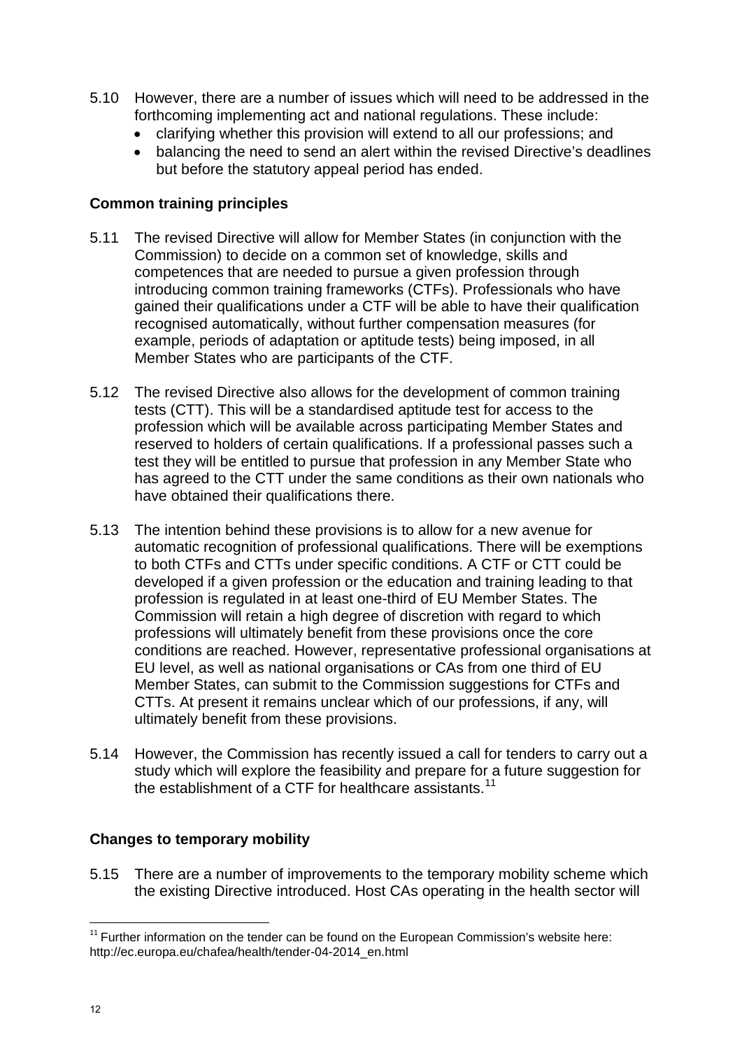5.10 However, there are a number of issues which will need to be addressed in the forthcoming implementing act and national regulations. These include:

- clarifying whether this provision will extend to all our professions; and
- balancing the need to send an alert within the revised Directive's deadlines but before the statutory appeal period has ended.

**Common training principles**

5.11 The revised Directive will allow for Member States (in conjunction with the Commission) to decide on a common set of knowledge, skills and competences that are needed to pursue a given profession through introducing common training frameworks (CTFs). Professionals who have gained their qualifications under a CTF will be able to have their qualification recognised automatically, without further compensation measures (for example, periods of adaptation or aptitude tests) being imposed, in all Member States who are participants of the CTF.

5.12 The revised Directive also allows for the development of common training tests (CTT). This will be a standardised aptitude test for access to the profession which will be available across participating Member States and reserved to holders of certain qualifications. If a professional passes such a test they will be entitled to pursue that profession in any Member State who has agreed to the CTT under the same conditions as their own nationals who have obtained their qualifications there.

5.13 The intention behind these provisions is to allow for a new avenue for automatic recognition of professional qualifications. There will be exemptions to both CTFs and CTTs under specific conditions. A CTF or CTT could be developed if a given profession or the education and training leading to that profession is regulated in at least one-third of EU Member States. The Commission will retain a high degree of discretion with regard to which professions will ultimately benefit from these provisions once the core conditions are reached. However, representative professional organisations at EU level, as well as national organisations or CAs from one third of EU Member States, can submit to the Commission suggestions for CTFs and CTTs. At present it remains unclear which of our professions, if any, will ultimately benefit from these provisions.

5.14 However, the Commission has recently issued a call for tenders to carry out a study which will explore the feasibility and prepare for a future suggestion for the establishment of a CTF for healthcare assistants.[11]

**Changes to temporary mobility**

5.15 There are a number of improvements to the temporary mobility scheme which the existing Directive introduced. Host CAs operating in the health sector will

---

[11] Further information on the tender can be found on the European Commission's website here: http://ec.europa.eu/chafea/health/tender-04-2014_en.html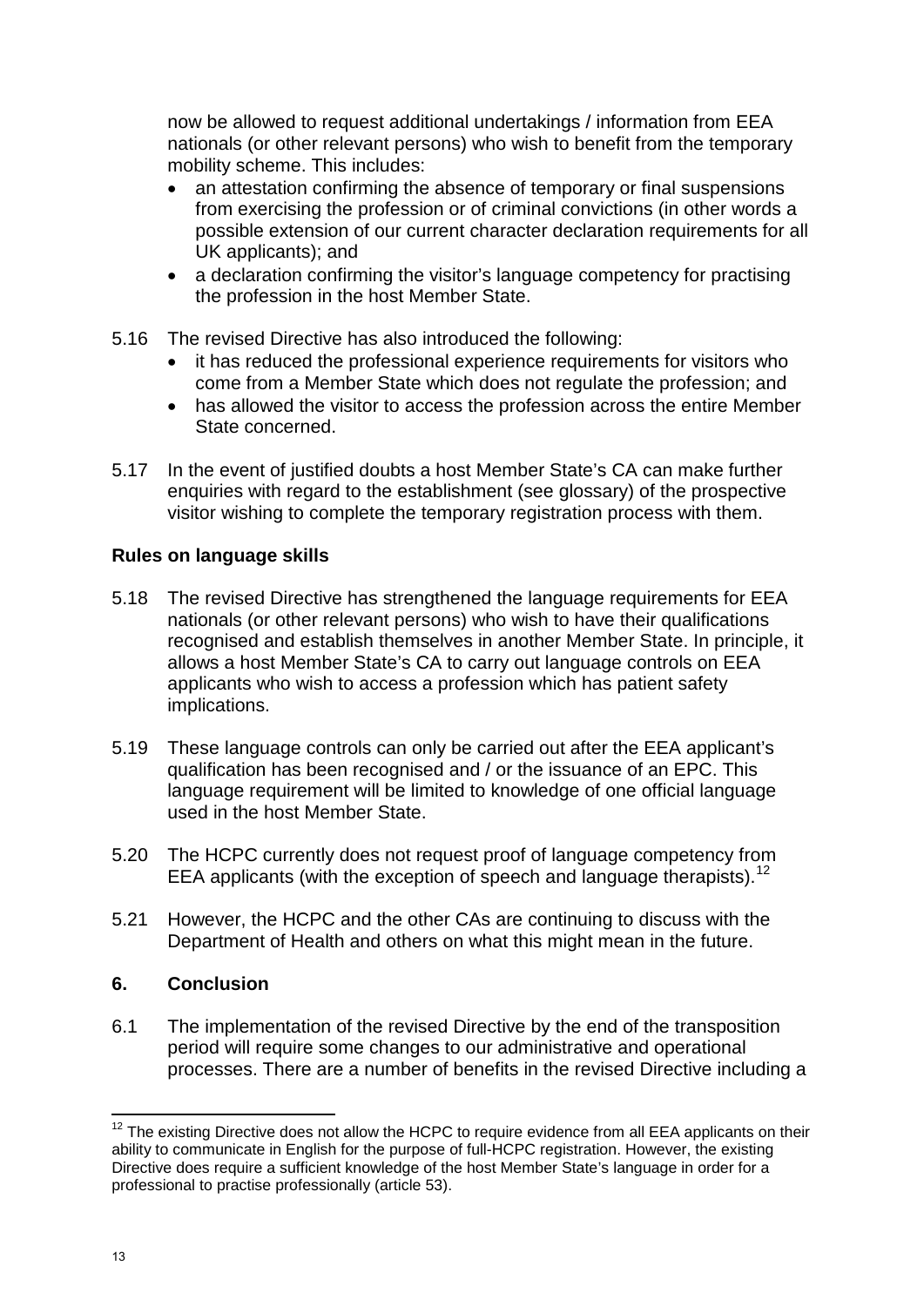now be allowed to request additional undertakings / information from EEA nationals (or other relevant persons) who wish to benefit from the temporary mobility scheme. This includes:

- an attestation confirming the absence of temporary or final suspensions from exercising the profession or of criminal convictions (in other words a possible extension of our current character declaration requirements for all UK applicants); and
- a declaration confirming the visitor's language competency for practising the profession in the host Member State.

5.16 The revised Directive has also introduced the following:

- it has reduced the professional experience requirements for visitors who come from a Member State which does not regulate the profession; and
- has allowed the visitor to access the profession across the entire Member State concerned.

5.17 In the event of justified doubts a host Member State's CA can make further enquiries with regard to the establishment (see glossary) of the prospective visitor wishing to complete the temporary registration process with them.

**Rules on language skills**

5.18 The revised Directive has strengthened the language requirements for EEA nationals (or other relevant persons) who wish to have their qualifications recognised and establish themselves in another Member State. In principle, it allows a host Member State's CA to carry out language controls on EEA applicants who wish to access a profession which has patient safety implications.

5.19 These language controls can only be carried out after the EEA applicant's qualification has been recognised and / or the issuance of an EPC. This language requirement will be limited to knowledge of one official language used in the host Member State.

5.20 The HCPC currently does not request proof of language competency from EEA applicants (with the exception of speech and language therapists).[12]

5.21 However, the HCPC and the other CAs are continuing to discuss with the Department of Health and others on what this might mean in the future.

## 6. Conclusion

6.1 The implementation of the revised Directive by the end of the transposition period will require some changes to our administrative and operational processes. There are a number of benefits in the revised Directive including a

[12] The existing Directive does not allow the HCPC to require evidence from all EEA applicants on their ability to communicate in English for the purpose of full-HCPC registration. However, the existing Directive does require a sufficient knowledge of the host Member State's language in order for a professional to practise professionally (article 53).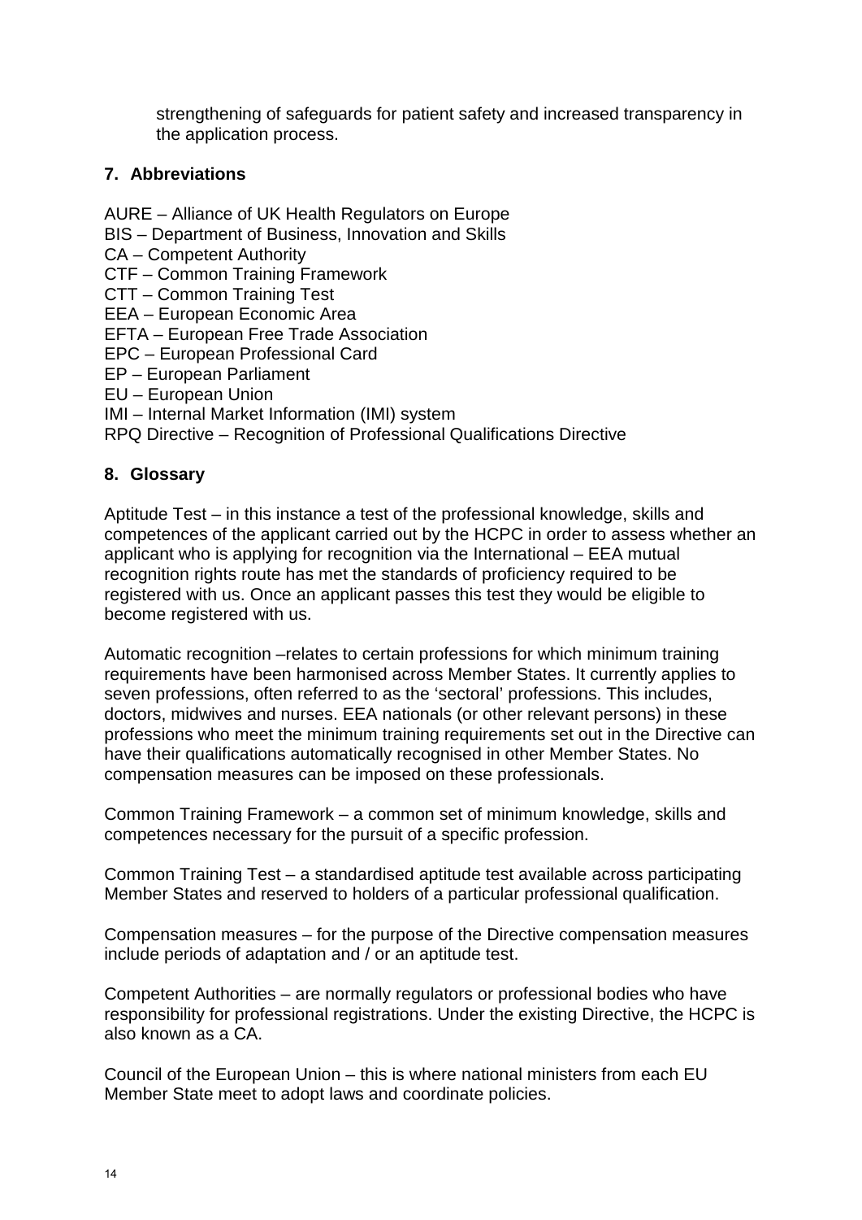strengthening of safeguards for patient safety and increased transparency in the application process.

## 7. Abbreviations

AURE – Alliance of UK Health Regulators on Europe
BIS – Department of Business, Innovation and Skills
CA – Competent Authority
CTF – Common Training Framework
CTT – Common Training Test
EEA – European Economic Area
EFTA – European Free Trade Association
EPC – European Professional Card
EP – European Parliament
EU – European Union
IMI – Internal Market Information (IMI) system
RPQ Directive – Recognition of Professional Qualifications Directive

## 8. Glossary

Aptitude Test – in this instance a test of the professional knowledge, skills and competences of the applicant carried out by the HCPC in order to assess whether an applicant who is applying for recognition via the International – EEA mutual recognition rights route has met the standards of proficiency required to be registered with us. Once an applicant passes this test they would be eligible to become registered with us.

Automatic recognition –relates to certain professions for which minimum training requirements have been harmonised across Member States. It currently applies to seven professions, often referred to as the 'sectoral' professions. This includes, doctors, midwives and nurses. EEA nationals (or other relevant persons) in these professions who meet the minimum training requirements set out in the Directive can have their qualifications automatically recognised in other Member States. No compensation measures can be imposed on these professionals.

Common Training Framework – a common set of minimum knowledge, skills and competences necessary for the pursuit of a specific profession.

Common Training Test – a standardised aptitude test available across participating Member States and reserved to holders of a particular professional qualification.

Compensation measures – for the purpose of the Directive compensation measures include periods of adaptation and / or an aptitude test.

Competent Authorities – are normally regulators or professional bodies who have responsibility for professional registrations. Under the existing Directive, the HCPC is also known as a CA.

Council of the European Union – this is where national ministers from each EU Member State meet to adopt laws and coordinate policies.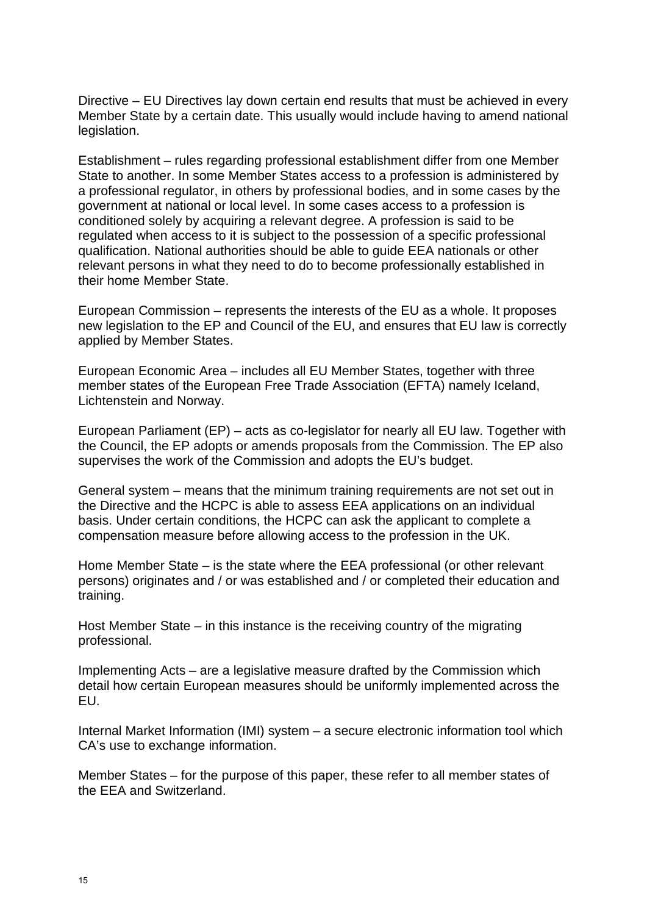Directive – EU Directives lay down certain end results that must be achieved in every Member State by a certain date. This usually would include having to amend national legislation.

Establishment – rules regarding professional establishment differ from one Member State to another. In some Member States access to a profession is administered by a professional regulator, in others by professional bodies, and in some cases by the government at national or local level. In some cases access to a profession is conditioned solely by acquiring a relevant degree. A profession is said to be regulated when access to it is subject to the possession of a specific professional qualification. National authorities should be able to guide EEA nationals or other relevant persons in what they need to do to become professionally established in their home Member State.

European Commission – represents the interests of the EU as a whole. It proposes new legislation to the EP and Council of the EU, and ensures that EU law is correctly applied by Member States.

European Economic Area – includes all EU Member States, together with three member states of the European Free Trade Association (EFTA) namely Iceland, Lichtenstein and Norway.

European Parliament (EP) – acts as co-legislator for nearly all EU law. Together with the Council, the EP adopts or amends proposals from the Commission. The EP also supervises the work of the Commission and adopts the EU's budget.

General system – means that the minimum training requirements are not set out in the Directive and the HCPC is able to assess EEA applications on an individual basis. Under certain conditions, the HCPC can ask the applicant to complete a compensation measure before allowing access to the profession in the UK.

Home Member State – is the state where the EEA professional (or other relevant persons) originates and / or was established and / or completed their education and training.

Host Member State – in this instance is the receiving country of the migrating professional.

Implementing Acts – are a legislative measure drafted by the Commission which detail how certain European measures should be uniformly implemented across the EU.

Internal Market Information (IMI) system – a secure electronic information tool which CA's use to exchange information.

Member States – for the purpose of this paper, these refer to all member states of the EEA and Switzerland.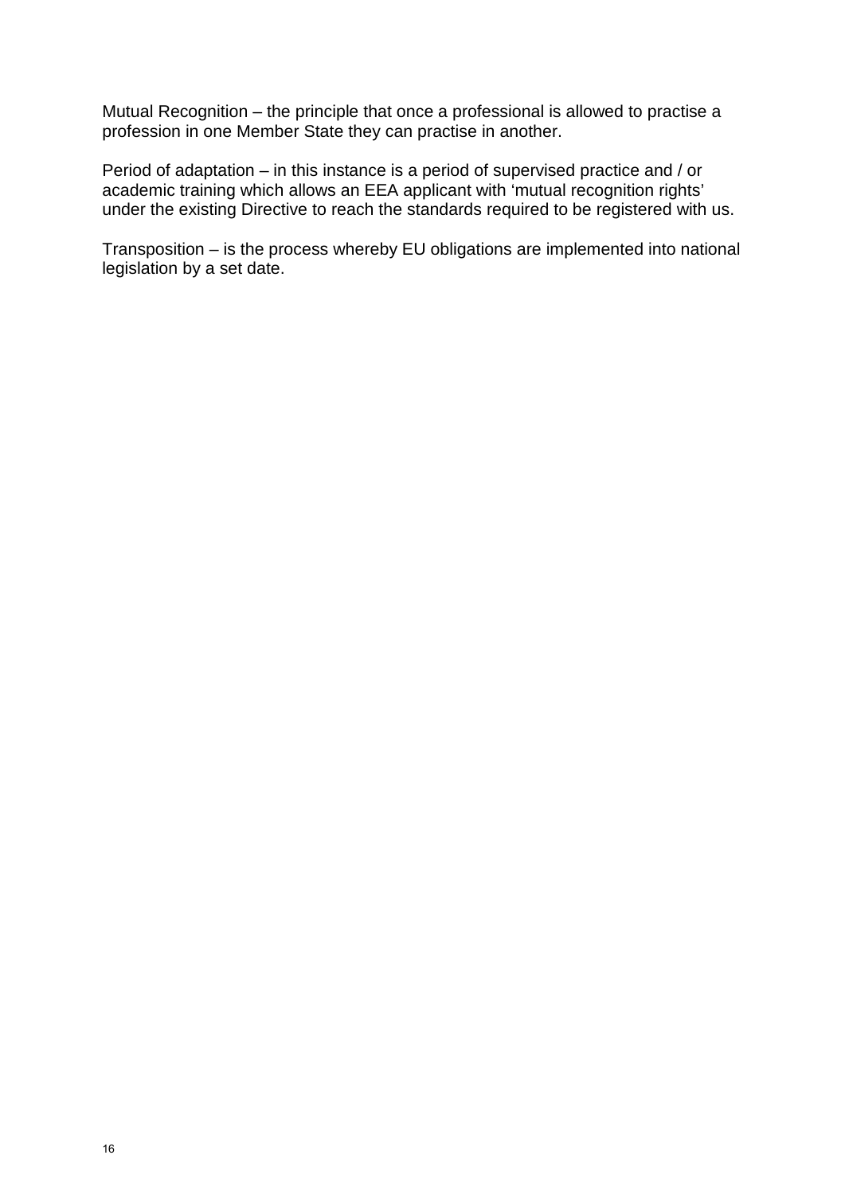Mutual Recognition – the principle that once a professional is allowed to practise a profession in one Member State they can practise in another.

Period of adaptation – in this instance is a period of supervised practice and / or academic training which allows an EEA applicant with 'mutual recognition rights' under the existing Directive to reach the standards required to be registered with us.

Transposition – is the process whereby EU obligations are implemented into national legislation by a set date.